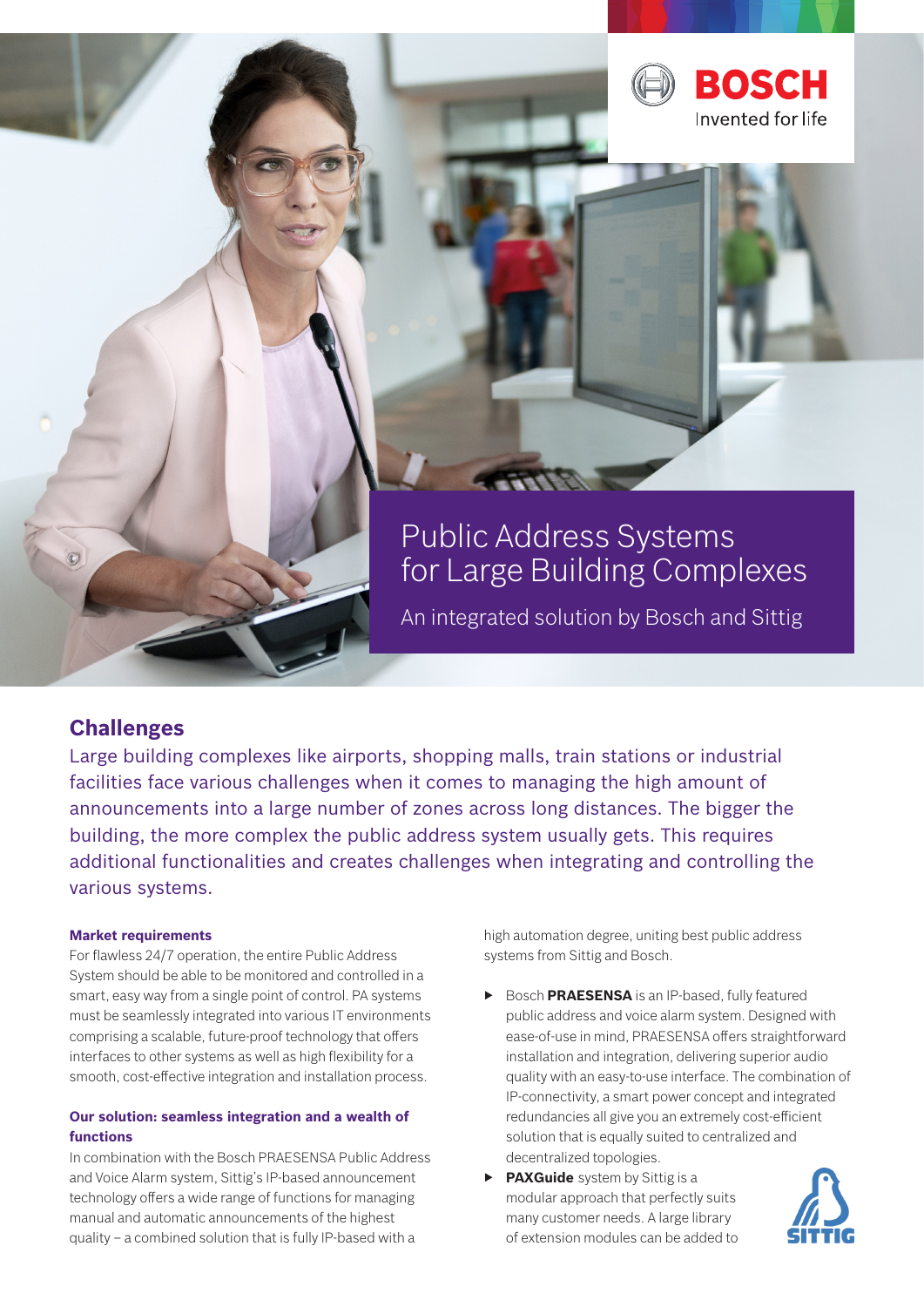BOSCH
Invented for life

# Public Address Systems for Large Building Complexes

An integrated solution by Bosch and Sittig

## Challenges

Large building complexes like airports, shopping malls, train stations or industrial facilities face various challenges when it comes to managing the high amount of announcements into a large number of zones across long distances. The bigger the building, the more complex the public address system usually gets. This requires additional functionalities and creates challenges when integrating and controlling the various systems.

#### Market requirements

For flawless 24/7 operation, the entire Public Address System should be able to be monitored and controlled in a smart, easy way from a single point of control. PA systems must be seamlessly integrated into various IT environments comprising a scalable, future-proof technology that offers interfaces to other systems as well as high flexibility for a smooth, cost-effective integration and installation process.

#### Our solution: seamless integration and a wealth of functions

In combination with the Bosch PRAESENSA Public Address and Voice Alarm system, Sittig's IP-based announcement technology offers a wide range of functions for managing manual and automatic announcements of the highest quality – a combined solution that is fully IP-based with a high automation degree, uniting best public address systems from Sittig and Bosch.

- Bosch **PRAESENSA** is an IP-based, fully featured public address and voice alarm system. Designed with ease-of-use in mind, PRAESENSA offers straightforward installation and integration, delivering superior audio quality with an easy-to-use interface. The combination of IP-connectivity, a smart power concept and integrated redundancies all give you an extremely cost-efficient solution that is equally suited to centralized and decentralized topologies.
- **PAXGuide** system by Sittig is a modular approach that perfectly suits many customer needs. A large library of extension modules can be added to

SITTIG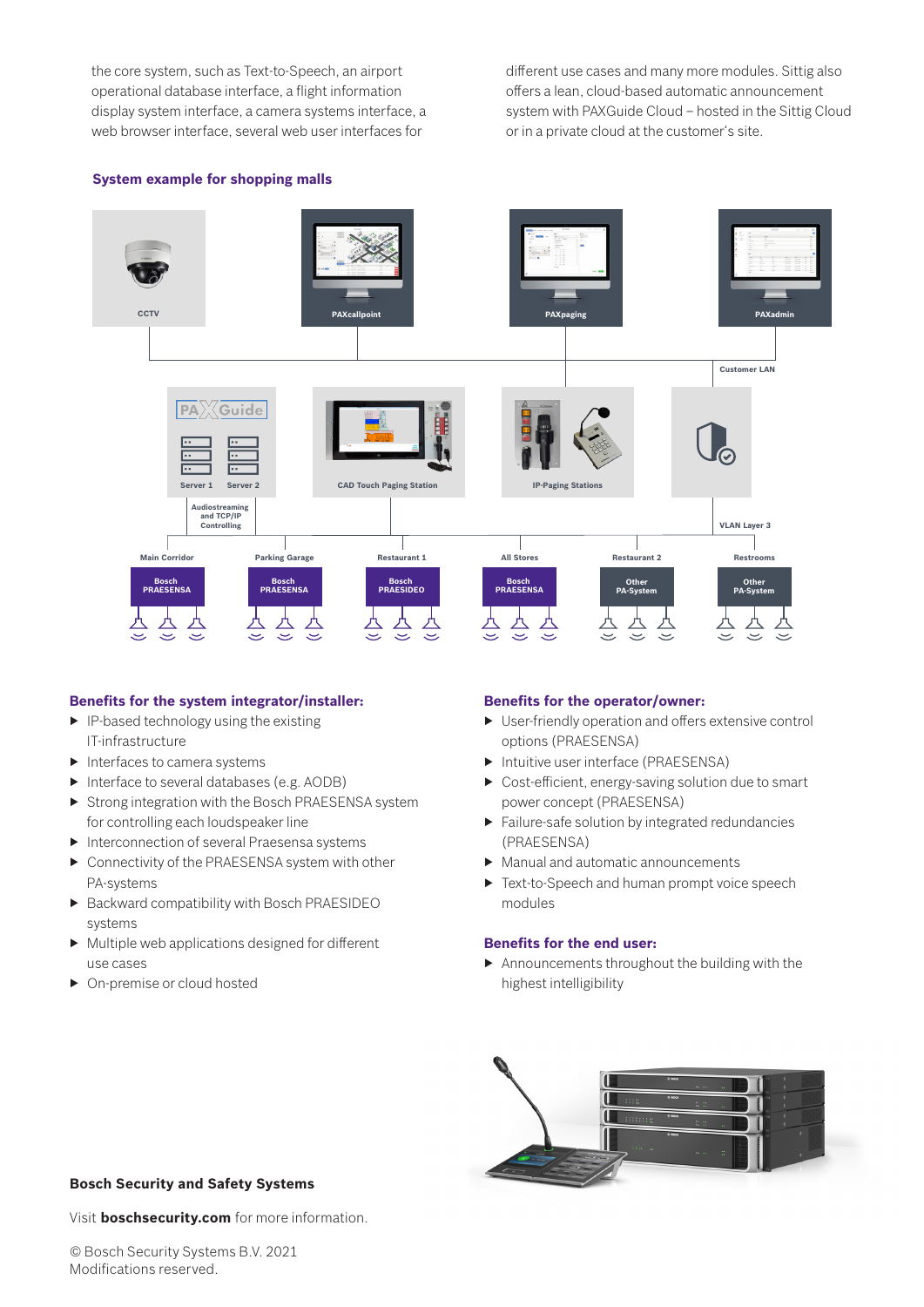the core system, such as Text-to-Speech, an airport operational database interface, a flight information display system interface, a camera systems interface, a web browser interface, several web user interfaces for different use cases and many more modules. Sittig also offers a lean, cloud-based automatic announcement system with PAXGuide Cloud – hosted in the Sittig Cloud or in a private cloud at the customer's site.

### System example for shopping malls

CCTV

PAXcallpoint

PAXpaging

PAXadmin

Customer LAN

PAXGuide

Server 1

Server 2

Audiostreaming and TCP/IP Controlling

CAD Touch Paging Station

IP-Paging Stations

VLAN Layer 3

Main Corridor

Bosch PRAESENSA

Parking Garage

Bosch PRAESENSA

Restaurant 1

Bosch PRAESIDEO

All Stores

Bosch PRAESENSA

Restaurant 2

Other PA-System

Restrooms

Other PA-System

### Benefits for the system integrator/installer:

- IP-based technology using the existing IT-infrastructure
- Interfaces to camera systems
- Interface to several databases (e.g. AODB)
- Strong integration with the Bosch PRAESENSA system for controlling each loudspeaker line
- Interconnection of several Praesensa systems
- Connectivity of the PRAESENSA system with other PA-systems
- Backward compatibility with Bosch PRAESIDEO systems
- Multiple web applications designed for different use cases
- On-premise or cloud hosted

### Benefits for the operator/owner:

- User-friendly operation and offers extensive control options (PRAESENSA)
- Intuitive user interface (PRAESENSA)
- Cost-efficient, energy-saving solution due to smart power concept (PRAESENSA)
- Failure-safe solution by integrated redundancies (PRAESENSA)
- Manual and automatic announcements
- Text-to-Speech and human prompt voice speech modules

### Benefits for the end user:

- Announcements throughout the building with the highest intelligibility

**Bosch Security and Safety Systems**

Visit **boschsecurity.com** for more information.

© Bosch Security Systems B.V. 2021
Modifications reserved.